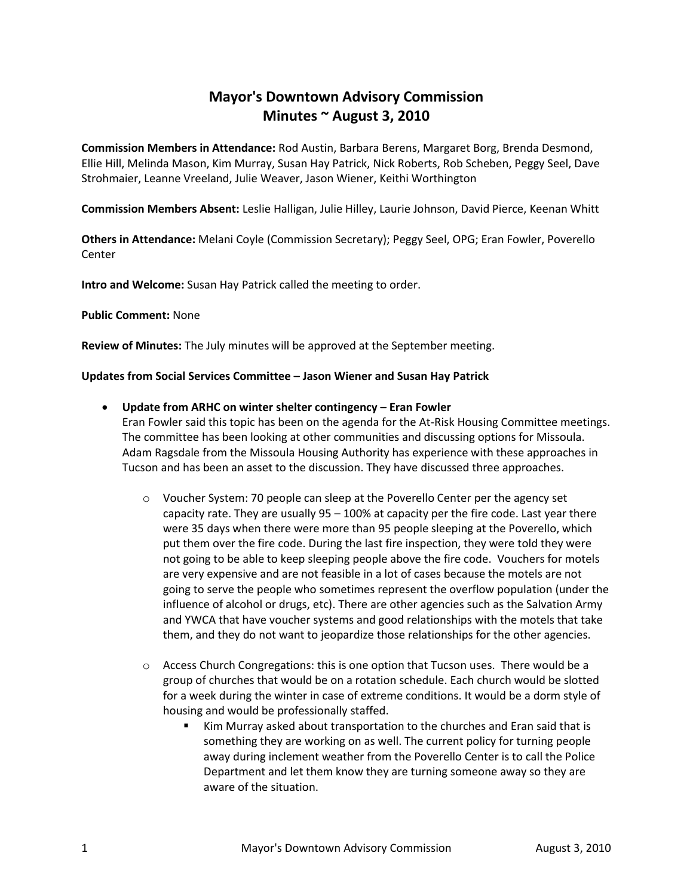# Mayor's Downtown Advisory Commission
## Minutes ~ August 3, 2010

**Commission Members in Attendance:** Rod Austin, Barbara Berens, Margaret Borg, Brenda Desmond, Ellie Hill, Melinda Mason, Kim Murray, Susan Hay Patrick, Nick Roberts, Rob Scheben, Peggy Seel, Dave Strohmaier, Leanne Vreeland, Julie Weaver, Jason Wiener, Keithi Worthington

**Commission Members Absent:** Leslie Halligan, Julie Hilley, Laurie Johnson, David Pierce, Keenan Whitt

**Others in Attendance:** Melani Coyle (Commission Secretary); Peggy Seel, OPG; Eran Fowler, Poverello Center

**Intro and Welcome:** Susan Hay Patrick called the meeting to order.

**Public Comment:** None

**Review of Minutes:** The July minutes will be approved at the September meeting.

**Updates from Social Services Committee – Jason Wiener and Susan Hay Patrick**

- **Update from ARHC on winter shelter contingency – Eran Fowler**
  Eran Fowler said this topic has been on the agenda for the At-Risk Housing Committee meetings. The committee has been looking at other communities and discussing options for Missoula. Adam Ragsdale from the Missoula Housing Authority has experience with these approaches in Tucson and has been an asset to the discussion. They have discussed three approaches.

  - Voucher System: 70 people can sleep at the Poverello Center per the agency set capacity rate. They are usually 95 – 100% at capacity per the fire code. Last year there were 35 days when there were more than 95 people sleeping at the Poverello, which put them over the fire code. During the last fire inspection, they were told they were not going to be able to keep sleeping people above the fire code. Vouchers for motels are very expensive and are not feasible in a lot of cases because the motels are not going to serve the people who sometimes represent the overflow population (under the influence of alcohol or drugs, etc). There are other agencies such as the Salvation Army and YWCA that have voucher systems and good relationships with the motels that take them, and they do not want to jeopardize those relationships for the other agencies.

  - Access Church Congregations: this is one option that Tucson uses. There would be a group of churches that would be on a rotation schedule. Each church would be slotted for a week during the winter in case of extreme conditions. It would be a dorm style of housing and would be professionally staffed.
    - Kim Murray asked about transportation to the churches and Eran said that is something they are working on as well. The current policy for turning people away during inclement weather from the Poverello Center is to call the Police Department and let them know they are turning someone away so they are aware of the situation.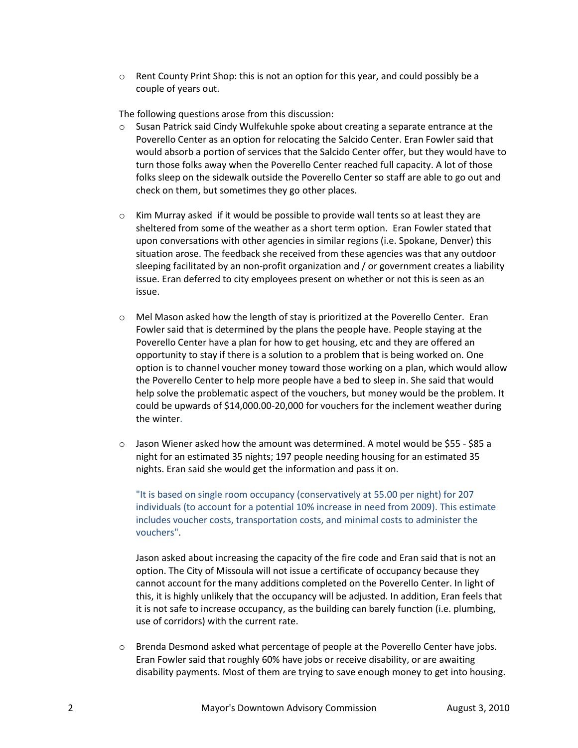- Rent County Print Shop: this is not an option for this year, and could possibly be a couple of years out.

The following questions arose from this discussion:

- Susan Patrick said Cindy Wulfekuhle spoke about creating a separate entrance at the Poverello Center as an option for relocating the Salcido Center. Eran Fowler said that would absorb a portion of services that the Salcido Center offer, but they would have to turn those folks away when the Poverello Center reached full capacity. A lot of those folks sleep on the sidewalk outside the Poverello Center so staff are able to go out and check on them, but sometimes they go other places.

- Kim Murray asked if it would be possible to provide wall tents so at least they are sheltered from some of the weather as a short term option. Eran Fowler stated that upon conversations with other agencies in similar regions (i.e. Spokane, Denver) this situation arose. The feedback she received from these agencies was that any outdoor sleeping facilitated by an non-profit organization and / or government creates a liability issue. Eran deferred to city employees present on whether or not this is seen as an issue.

- Mel Mason asked how the length of stay is prioritized at the Poverello Center. Eran Fowler said that is determined by the plans the people have. People staying at the Poverello Center have a plan for how to get housing, etc and they are offered an opportunity to stay if there is a solution to a problem that is being worked on. One option is to channel voucher money toward those working on a plan, which would allow the Poverello Center to help more people have a bed to sleep in. She said that would help solve the problematic aspect of the vouchers, but money would be the problem. It could be upwards of $14,000.00-20,000 for vouchers for the inclement weather during the winter.

- Jason Wiener asked how the amount was determined. A motel would be $55 - $85 a night for an estimated 35 nights; 197 people needing housing for an estimated 35 nights. Eran said she would get the information and pass it on.

  "It is based on single room occupancy (conservatively at 55.00 per night) for 207 individuals (to account for a potential 10% increase in need from 2009). This estimate includes voucher costs, transportation costs, and minimal costs to administer the vouchers".

  Jason asked about increasing the capacity of the fire code and Eran said that is not an option. The City of Missoula will not issue a certificate of occupancy because they cannot account for the many additions completed on the Poverello Center. In light of this, it is highly unlikely that the occupancy will be adjusted. In addition, Eran feels that it is not safe to increase occupancy, as the building can barely function (i.e. plumbing, use of corridors) with the current rate.

- Brenda Desmond asked what percentage of people at the Poverello Center have jobs. Eran Fowler said that roughly 60% have jobs or receive disability, or are awaiting disability payments. Most of them are trying to save enough money to get into housing.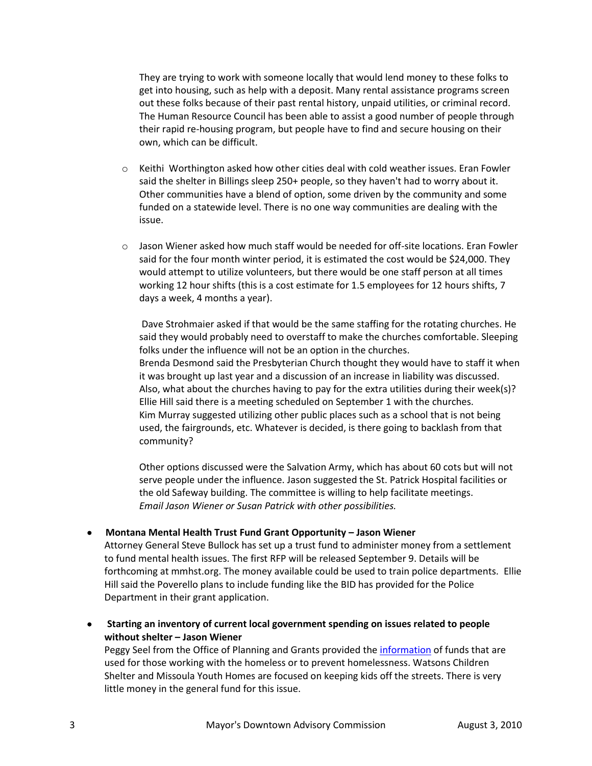They are trying to work with someone locally that would lend money to these folks to get into housing, such as help with a deposit. Many rental assistance programs screen out these folks because of their past rental history, unpaid utilities, or criminal record. The Human Resource Council has been able to assist a good number of people through their rapid re-housing program, but people have to find and secure housing on their own, which can be difficult.

- Keithi Worthington asked how other cities deal with cold weather issues. Eran Fowler said the shelter in Billings sleep 250+ people, so they haven't had to worry about it. Other communities have a blend of option, some driven by the community and some funded on a statewide level. There is no one way communities are dealing with the issue.

- Jason Wiener asked how much staff would be needed for off-site locations. Eran Fowler said for the four month winter period, it is estimated the cost would be $24,000. They would attempt to utilize volunteers, but there would be one staff person at all times working 12 hour shifts (this is a cost estimate for 1.5 employees for 12 hours shifts, 7 days a week, 4 months a year).

  Dave Strohmaier asked if that would be the same staffing for the rotating churches. He said they would probably need to overstaff to make the churches comfortable. Sleeping folks under the influence will not be an option in the churches.
  Brenda Desmond said the Presbyterian Church thought they would have to staff it when it was brought up last year and a discussion of an increase in liability was discussed. Also, what about the churches having to pay for the extra utilities during their week(s)?
  Ellie Hill said there is a meeting scheduled on September 1 with the churches.
  Kim Murray suggested utilizing other public places such as a school that is not being used, the fairgrounds, etc. Whatever is decided, is there going to backlash from that community?

  Other options discussed were the Salvation Army, which has about 60 cots but will not serve people under the influence. Jason suggested the St. Patrick Hospital facilities or the old Safeway building. The committee is willing to help facilitate meetings.
  *Email Jason Wiener or Susan Patrick with other possibilities.*

- **Montana Mental Health Trust Fund Grant Opportunity – Jason Wiener**
  Attorney General Steve Bullock has set up a trust fund to administer money from a settlement to fund mental health issues. The first RFP will be released September 9. Details will be forthcoming at mmhst.org. The money available could be used to train police departments. Ellie Hill said the Poverello plans to include funding like the BID has provided for the Police Department in their grant application.

- **Starting an inventory of current local government spending on issues related to people without shelter – Jason Wiener**
  Peggy Seel from the Office of Planning and Grants provided the information of funds that are used for those working with the homeless or to prevent homelessness. Watsons Children Shelter and Missoula Youth Homes are focused on keeping kids off the streets. There is very little money in the general fund for this issue.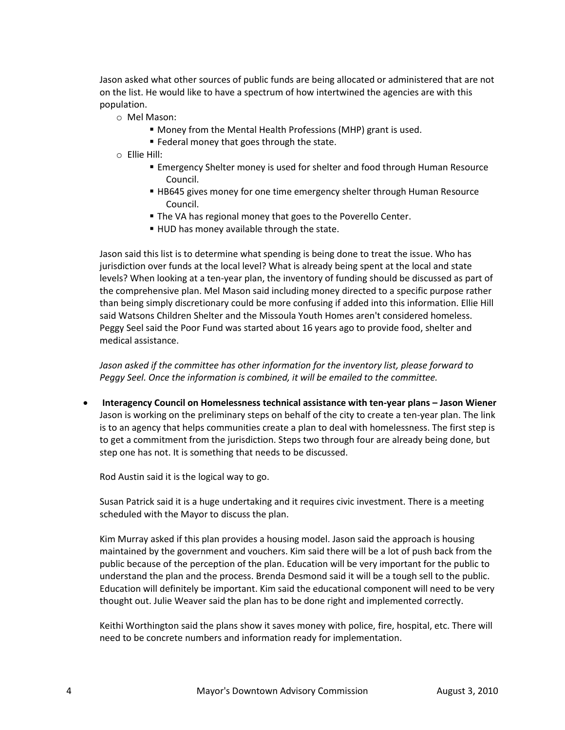Jason asked what other sources of public funds are being allocated or administered that are not on the list. He would like to have a spectrum of how intertwined the agencies are with this population.

- Mel Mason:
  - Money from the Mental Health Professions (MHP) grant is used.
  - Federal money that goes through the state.
- Ellie Hill:
  - Emergency Shelter money is used for shelter and food through Human Resource Council.
  - HB645 gives money for one time emergency shelter through Human Resource Council.
  - The VA has regional money that goes to the Poverello Center.
  - HUD has money available through the state.

Jason said this list is to determine what spending is being done to treat the issue. Who has jurisdiction over funds at the local level? What is already being spent at the local and state levels? When looking at a ten-year plan, the inventory of funding should be discussed as part of the comprehensive plan. Mel Mason said including money directed to a specific purpose rather than being simply discretionary could be more confusing if added into this information. Ellie Hill said Watsons Children Shelter and the Missoula Youth Homes aren't considered homeless. Peggy Seel said the Poor Fund was started about 16 years ago to provide food, shelter and medical assistance.

*Jason asked if the committee has other information for the inventory list, please forward to Peggy Seel. Once the information is combined, it will be emailed to the committee.*

- **Interagency Council on Homelessness technical assistance with ten-year plans – Jason Wiener**
  Jason is working on the preliminary steps on behalf of the city to create a ten-year plan. The link is to an agency that helps communities create a plan to deal with homelessness. The first step is to get a commitment from the jurisdiction. Steps two through four are already being done, but step one has not. It is something that needs to be discussed.

  Rod Austin said it is the logical way to go.

  Susan Patrick said it is a huge undertaking and it requires civic investment. There is a meeting scheduled with the Mayor to discuss the plan.

  Kim Murray asked if this plan provides a housing model. Jason said the approach is housing maintained by the government and vouchers. Kim said there will be a lot of push back from the public because of the perception of the plan. Education will be very important for the public to understand the plan and the process. Brenda Desmond said it will be a tough sell to the public. Education will definitely be important. Kim said the educational component will need to be very thought out. Julie Weaver said the plan has to be done right and implemented correctly.

  Keithi Worthington said the plans show it saves money with police, fire, hospital, etc. There will need to be concrete numbers and information ready for implementation.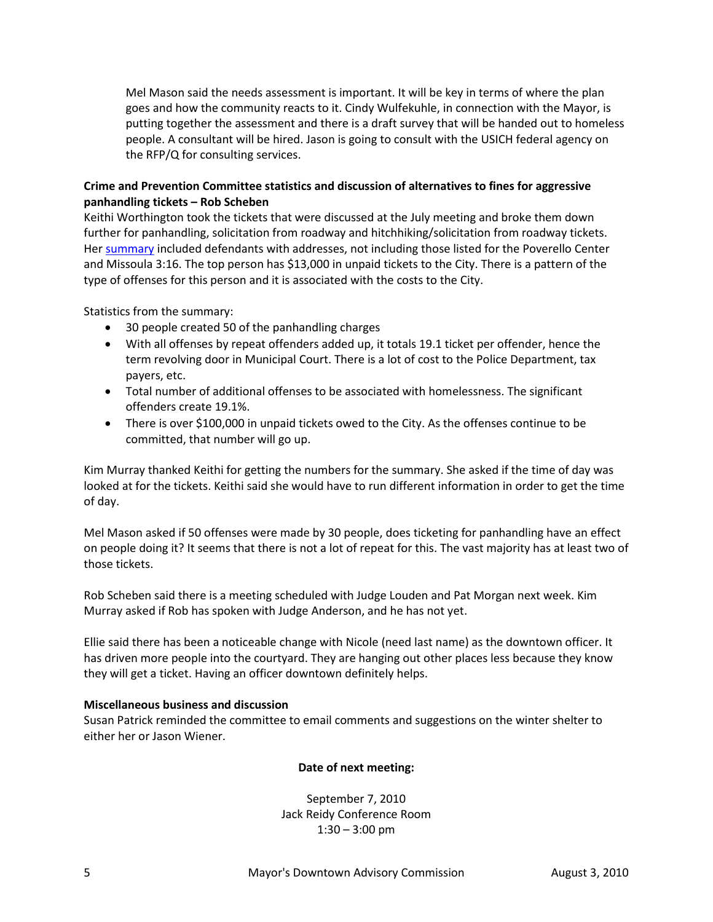Mel Mason said the needs assessment is important. It will be key in terms of where the plan goes and how the community reacts to it. Cindy Wulfekuhle, in connection with the Mayor, is putting together the assessment and there is a draft survey that will be handed out to homeless people. A consultant will be hired. Jason is going to consult with the USICH federal agency on the RFP/Q for consulting services.

**Crime and Prevention Committee statistics and discussion of alternatives to fines for aggressive panhandling tickets – Rob Scheben**

Keithi Worthington took the tickets that were discussed at the July meeting and broke them down further for panhandling, solicitation from roadway and hitchhiking/solicitation from roadway tickets. Her summary included defendants with addresses, not including those listed for the Poverello Center and Missoula 3:16. The top person has $13,000 in unpaid tickets to the City. There is a pattern of the type of offenses for this person and it is associated with the costs to the City.

Statistics from the summary:

- 30 people created 50 of the panhandling charges
- With all offenses by repeat offenders added up, it totals 19.1 ticket per offender, hence the term revolving door in Municipal Court. There is a lot of cost to the Police Department, tax payers, etc.
- Total number of additional offenses to be associated with homelessness. The significant offenders create 19.1%.
- There is over $100,000 in unpaid tickets owed to the City. As the offenses continue to be committed, that number will go up.

Kim Murray thanked Keithi for getting the numbers for the summary. She asked if the time of day was looked at for the tickets. Keithi said she would have to run different information in order to get the time of day.

Mel Mason asked if 50 offenses were made by 30 people, does ticketing for panhandling have an effect on people doing it? It seems that there is not a lot of repeat for this. The vast majority has at least two of those tickets.

Rob Scheben said there is a meeting scheduled with Judge Louden and Pat Morgan next week. Kim Murray asked if Rob has spoken with Judge Anderson, and he has not yet.

Ellie said there has been a noticeable change with Nicole (need last name) as the downtown officer. It has driven more people into the courtyard. They are hanging out other places less because they know they will get a ticket. Having an officer downtown definitely helps.

**Miscellaneous business and discussion**

Susan Patrick reminded the committee to email comments and suggestions on the winter shelter to either her or Jason Wiener.

**Date of next meeting:**

September 7, 2010
Jack Reidy Conference Room
1:30 – 3:00 pm